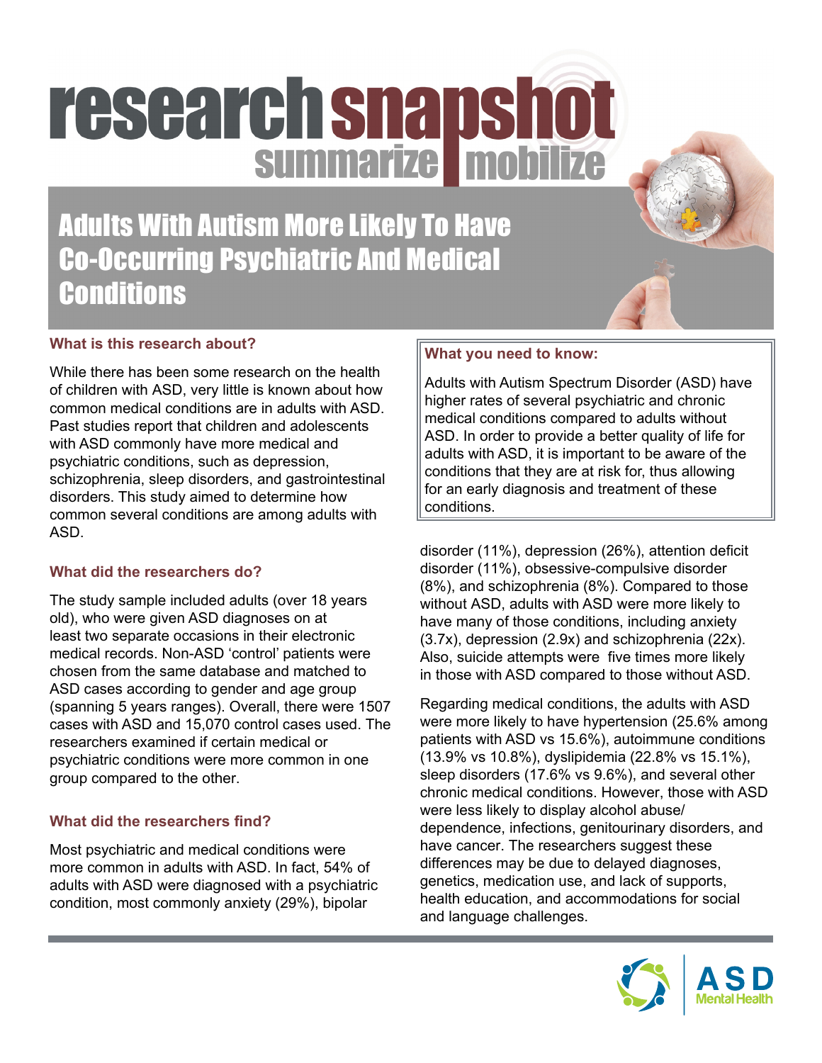# research snapshot

summarize | mobilize

## Adults With Autism More Likely To Have Co-Occurring Psychiatric And Medical Conditions

### What is this research about?

While there has been some research on the health of children with ASD, very little is known about how common medical conditions are in adults with ASD. Past studies report that children and adolescents with ASD commonly have more medical and psychiatric conditions, such as depression, schizophrenia, sleep disorders, and gastrointestinal disorders. This study aimed to determine how common several conditions are among adults with ASD.

### What you need to know:

Adults with Autism Spectrum Disorder (ASD) have higher rates of several psychiatric and chronic medical conditions compared to adults without ASD. In order to provide a better quality of life for adults with ASD, it is important to be aware of the conditions that they are at risk for, thus allowing for an early diagnosis and treatment of these conditions.

### What did the researchers do?

The study sample included adults (over 18 years old), who were given ASD diagnoses on at least two separate occasions in their electronic medical records. Non-ASD 'control' patients were chosen from the same database and matched to ASD cases according to gender and age group (spanning 5 years ranges). Overall, there were 1507 cases with ASD and 15,070 control cases used. The researchers examined if certain medical or psychiatric conditions were more common in one group compared to the other.

### What did the researchers find?

Most psychiatric and medical conditions were more common in adults with ASD. In fact, 54% of adults with ASD were diagnosed with a psychiatric condition, most commonly anxiety (29%), bipolar disorder (11%), depression (26%), attention deficit disorder (11%), obsessive-compulsive disorder (8%), and schizophrenia (8%). Compared to those without ASD, adults with ASD were more likely to have many of those conditions, including anxiety (3.7x), depression (2.9x) and schizophrenia (22x). Also, suicide attempts were five times more likely in those with ASD compared to those without ASD.

Regarding medical conditions, the adults with ASD were more likely to have hypertension (25.6% among patients with ASD vs 15.6%), autoimmune conditions (13.9% vs 10.8%), dyslipidemia (22.8% vs 15.1%), sleep disorders (17.6% vs 9.6%), and several other chronic medical conditions. However, those with ASD were less likely to display alcohol abuse/dependence, infections, genitourinary disorders, and have cancer. The researchers suggest these differences may be due to delayed diagnoses, genetics, medication use, and lack of supports, health education, and accommodations for social and language challenges.

ASD Mental Health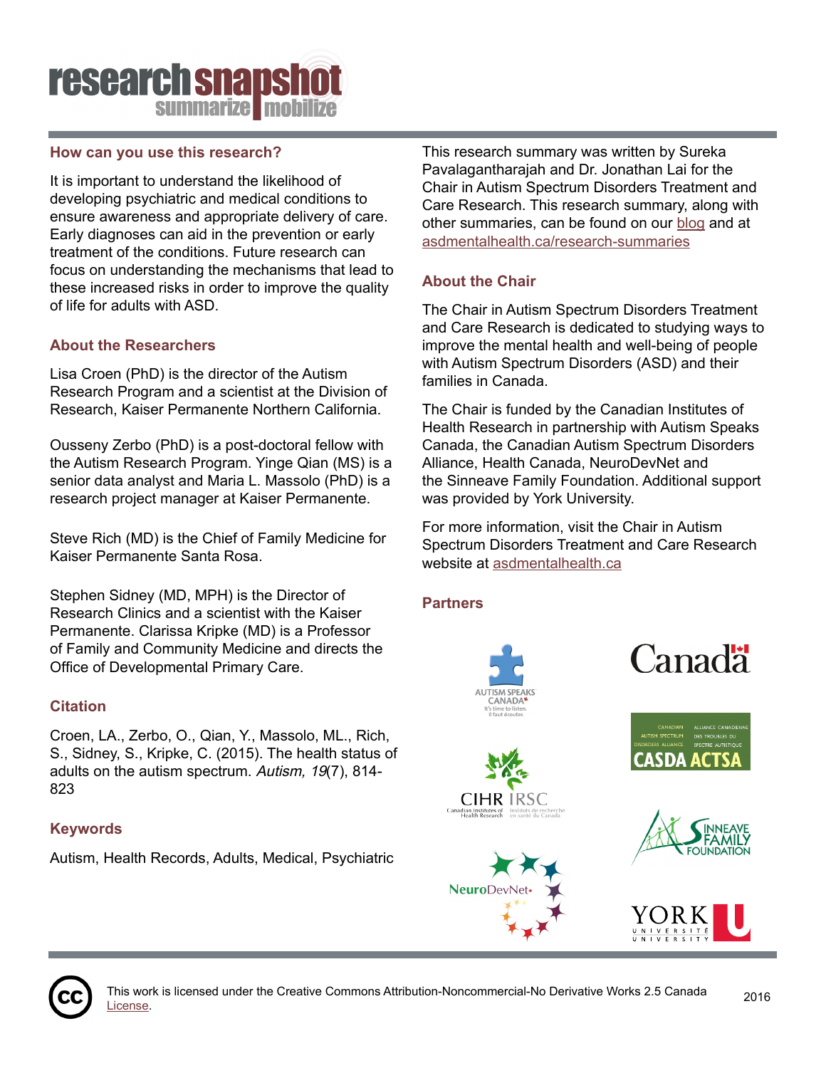## How can you use this research?

It is important to understand the likelihood of developing psychiatric and medical conditions to ensure awareness and appropriate delivery of care. Early diagnoses can aid in the prevention or early treatment of the conditions. Future research can focus on understanding the mechanisms that lead to these increased risks in order to improve the quality of life for adults with ASD.

## About the Researchers

Lisa Croen (PhD) is the director of the Autism Research Program and a scientist at the Division of Research, Kaiser Permanente Northern California.

Ousseny Zerbo (PhD) is a post-doctoral fellow with the Autism Research Program. Yinge Qian (MS) is a senior data analyst and Maria L. Massolo (PhD) is a research project manager at Kaiser Permanente.

Steve Rich (MD) is the Chief of Family Medicine for Kaiser Permanente Santa Rosa.

Stephen Sidney (MD, MPH) is the Director of Research Clinics and a scientist with the Kaiser Permanente. Clarissa Kripke (MD) is a Professor of Family and Community Medicine and directs the Office of Developmental Primary Care.

## Citation

Croen, LA., Zerbo, O., Qian, Y., Massolo, ML., Rich, S., Sidney, S., Kripke, C. (2015). The health status of adults on the autism spectrum. *Autism, 19*(7), 814-823

## Keywords

Autism, Health Records, Adults, Medical, Psychiatric

This research summary was written by Sureka Pavalagantharajah and Dr. Jonathan Lai for the Chair in Autism Spectrum Disorders Treatment and Care Research. This research summary, along with other summaries, can be found on our blog and at asdmentalhealth.ca/research-summaries

## About the Chair

The Chair in Autism Spectrum Disorders Treatment and Care Research is dedicated to studying ways to improve the mental health and well-being of people with Autism Spectrum Disorders (ASD) and their families in Canada.

The Chair is funded by the Canadian Institutes of Health Research in partnership with Autism Speaks Canada, the Canadian Autism Spectrum Disorders Alliance, Health Canada, NeuroDevNet and the Sinneave Family Foundation. Additional support was provided by York University.

For more information, visit the Chair in Autism Spectrum Disorders Treatment and Care Research website at asdmentalhealth.ca

## Partners

This work is licensed under the Creative Commons Attribution-Noncommercial-No Derivative Works 2.5 Canada License.

2016